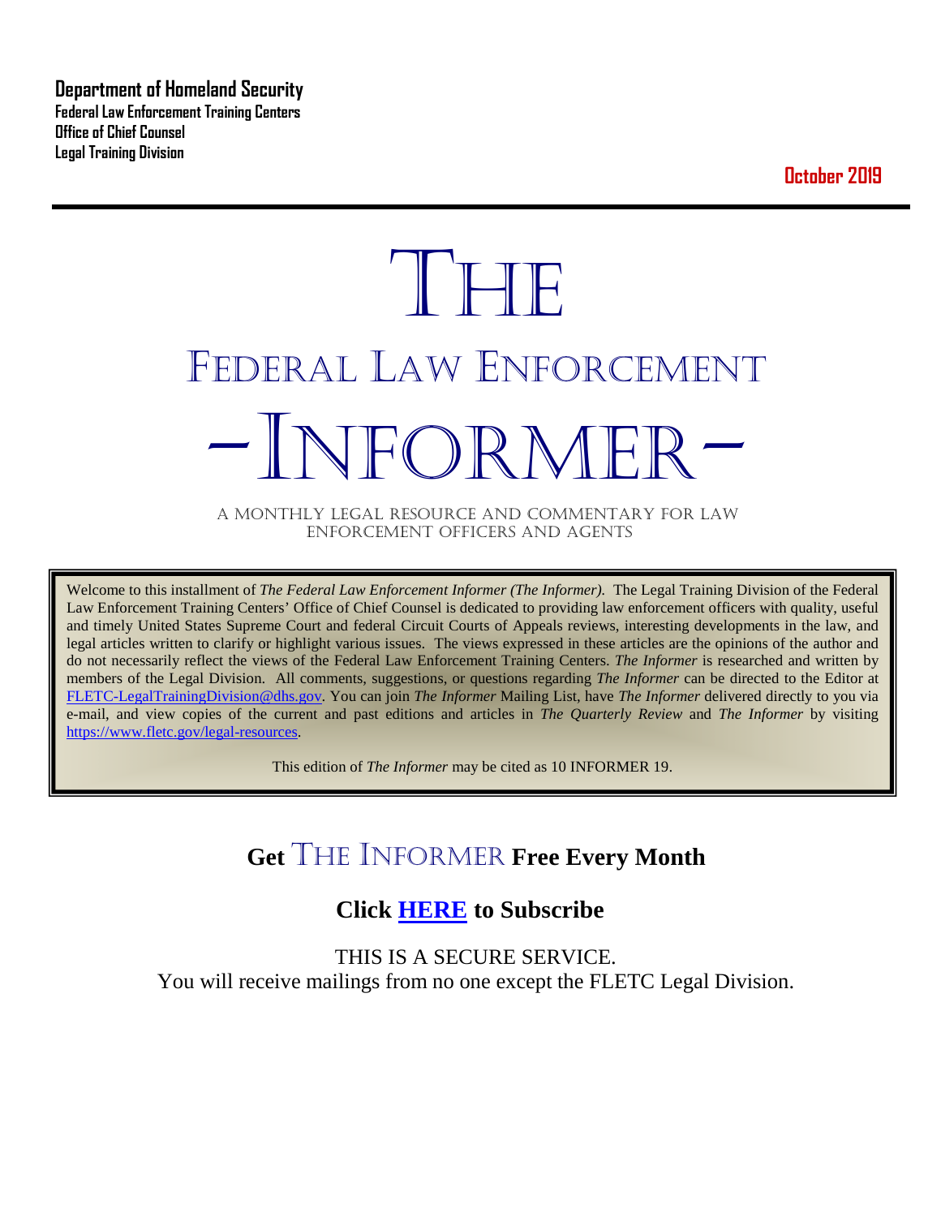**Department of Homeland Security**
**Federal Law Enforcement Training Centers**
**Office of Chief Counsel**
**Legal Training Division**

**October 2019**

# THE
# FEDERAL LAW ENFORCEMENT
# -INFORMER-

A MONTHLY LEGAL RESOURCE AND COMMENTARY FOR LAW ENFORCEMENT OFFICERS AND AGENTS

Welcome to this installment of *The Federal Law Enforcement Informer (The Informer).* The Legal Training Division of the Federal Law Enforcement Training Centers' Office of Chief Counsel is dedicated to providing law enforcement officers with quality, useful and timely United States Supreme Court and federal Circuit Courts of Appeals reviews, interesting developments in the law, and legal articles written to clarify or highlight various issues. The views expressed in these articles are the opinions of the author and do not necessarily reflect the views of the Federal Law Enforcement Training Centers. *The Informer* is researched and written by members of the Legal Division. All comments, suggestions, or questions regarding *The Informer* can be directed to the Editor at FLETC-LegalTrainingDivision@dhs.gov. You can join *The Informer* Mailing List, have *The Informer* delivered directly to you via e-mail, and view copies of the current and past editions and articles in *The Quarterly Review* and *The Informer* by visiting https://www.fletc.gov/legal-resources.

This edition of *The Informer* may be cited as 10 INFORMER 19.

## Get THE INFORMER Free Every Month

## Click HERE to Subscribe

THIS IS A SECURE SERVICE.
You will receive mailings from no one except the FLETC Legal Division.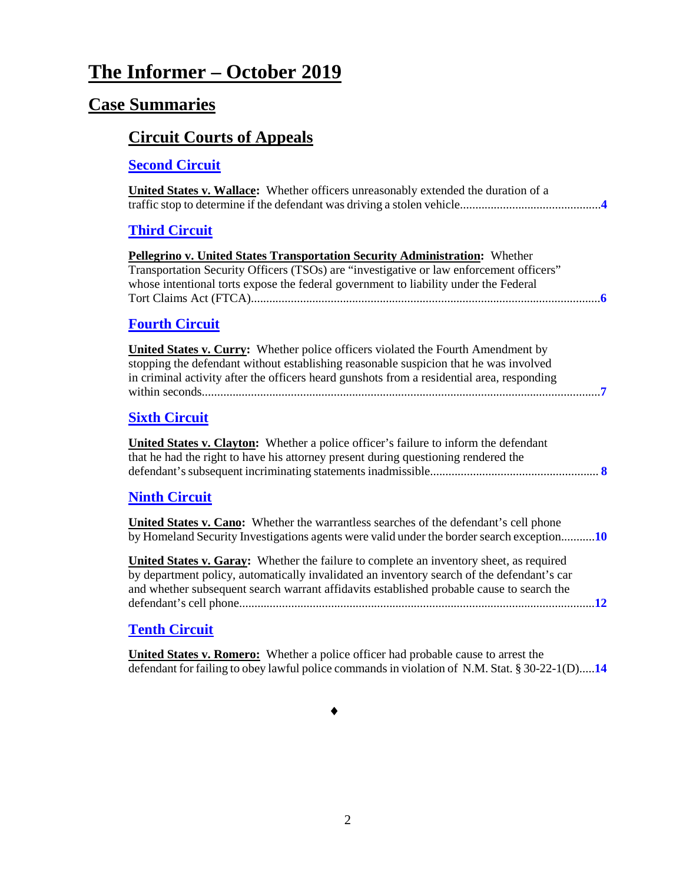# The Informer – October 2019

## Case Summaries

### Circuit Courts of Appeals

#### Second Circuit

**United States v. Wallace:** Whether officers unreasonably extended the duration of a traffic stop to determine if the defendant was driving a stolen vehicle....................................................**4**

#### Third Circuit

**Pellegrino v. United States Transportation Security Administration:** Whether Transportation Security Officers (TSOs) are "investigative or law enforcement officers" whose intentional torts expose the federal government to liability under the Federal Tort Claims Act (FTCA)......................................................................................................**6**

#### Fourth Circuit

**United States v. Curry:** Whether police officers violated the Fourth Amendment by stopping the defendant without establishing reasonable suspicion that he was involved in criminal activity after the officers heard gunshots from a residential area, responding within seconds......................................................................................................**7**

#### Sixth Circuit

**United States v. Clayton:** Whether a police officer's failure to inform the defendant that he had the right to have his attorney present during questioning rendered the defendant's subsequent incriminating statements inadmissible...................................................... **8**

#### Ninth Circuit

**United States v. Cano:** Whether the warrantless searches of the defendant's cell phone by Homeland Security Investigations agents were valid under the border search exception...........**10**

**United States v. Garay:** Whether the failure to complete an inventory sheet, as required by department policy, automatically invalidated an inventory search of the defendant's car and whether subsequent search warrant affidavits established probable cause to search the defendant's cell phone......................................................................................................**12**

#### Tenth Circuit

**United States v. Romero:** Whether a police officer had probable cause to arrest the defendant for failing to obey lawful police commands in violation of N.M. Stat. § 30-22-1(D).....**14**

♦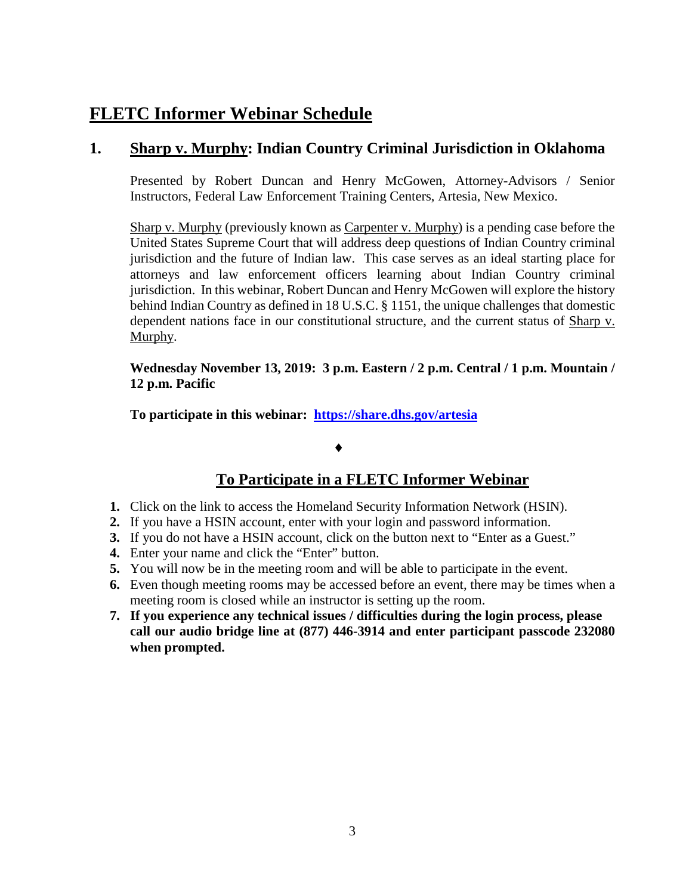## FLETC Informer Webinar Schedule

### 1. Sharp v. Murphy: Indian Country Criminal Jurisdiction in Oklahoma

Presented by Robert Duncan and Henry McGowen, Attorney-Advisors / Senior Instructors, Federal Law Enforcement Training Centers, Artesia, New Mexico.

Sharp v. Murphy (previously known as Carpenter v. Murphy) is a pending case before the United States Supreme Court that will address deep questions of Indian Country criminal jurisdiction and the future of Indian law. This case serves as an ideal starting place for attorneys and law enforcement officers learning about Indian Country criminal jurisdiction. In this webinar, Robert Duncan and Henry McGowen will explore the history behind Indian Country as defined in 18 U.S.C. § 1151, the unique challenges that domestic dependent nations face in our constitutional structure, and the current status of Sharp v. Murphy.

**Wednesday November 13, 2019: 3 p.m. Eastern / 2 p.m. Central / 1 p.m. Mountain / 12 p.m. Pacific**

**To participate in this webinar: [https://share.dhs.gov/artesia](https://share.dhs.gov/artesia)**

♦

### To Participate in a FLETC Informer Webinar

1. Click on the link to access the Homeland Security Information Network (HSIN).
2. If you have a HSIN account, enter with your login and password information.
3. If you do not have a HSIN account, click on the button next to "Enter as a Guest."
4. Enter your name and click the "Enter" button.
5. You will now be in the meeting room and will be able to participate in the event.
6. Even though meeting rooms may be accessed before an event, there may be times when a meeting room is closed while an instructor is setting up the room.
7. **If you experience any technical issues / difficulties during the login process, please call our audio bridge line at (877) 446-3914 and enter participant passcode 232080 when prompted.**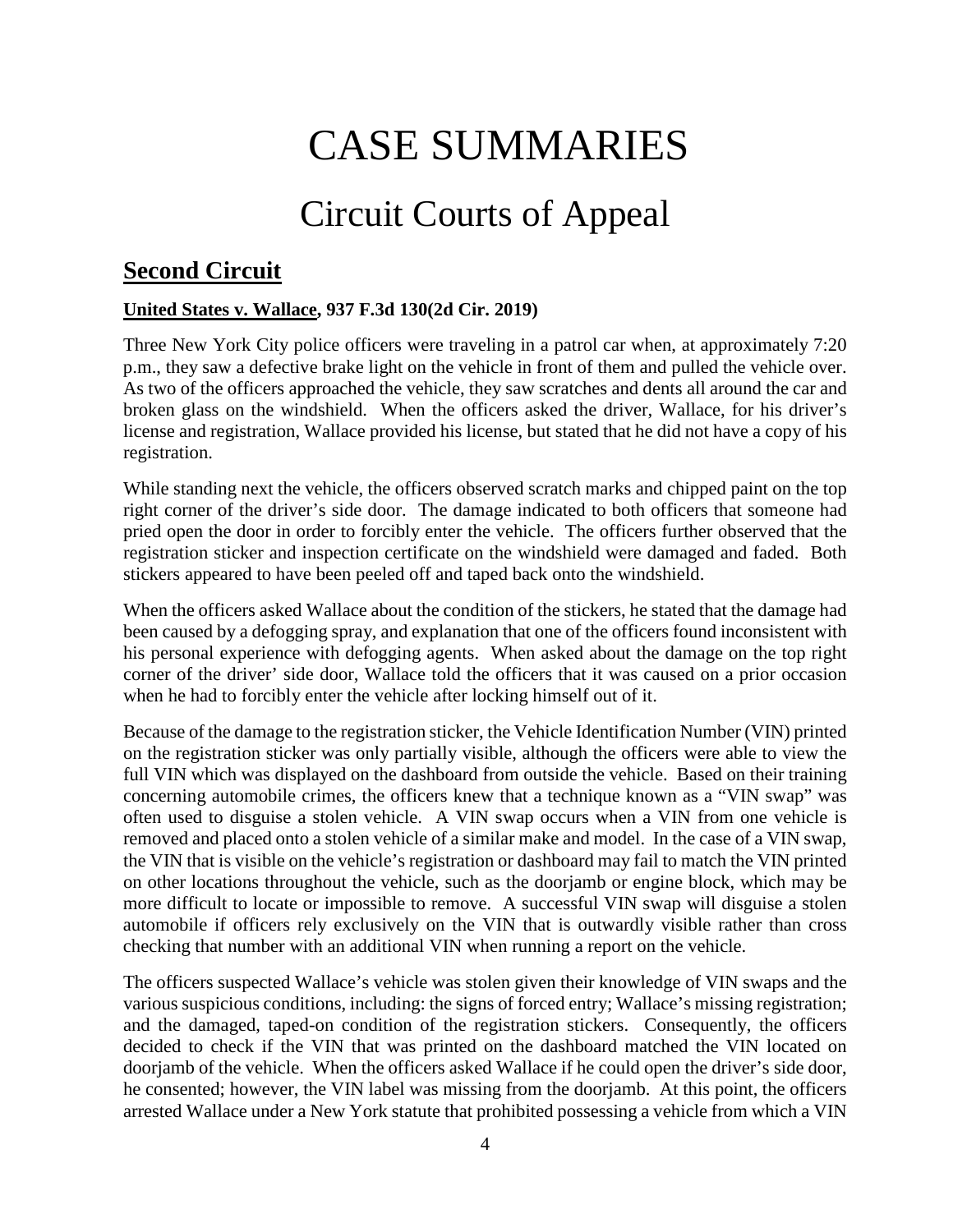# CASE SUMMARIES

## Circuit Courts of Appeal

### Second Circuit

**United States v. Wallace, 937 F.3d 130(2d Cir. 2019)**

Three New York City police officers were traveling in a patrol car when, at approximately 7:20 p.m., they saw a defective brake light on the vehicle in front of them and pulled the vehicle over. As two of the officers approached the vehicle, they saw scratches and dents all around the car and broken glass on the windshield. When the officers asked the driver, Wallace, for his driver's license and registration, Wallace provided his license, but stated that he did not have a copy of his registration.

While standing next the vehicle, the officers observed scratch marks and chipped paint on the top right corner of the driver's side door. The damage indicated to both officers that someone had pried open the door in order to forcibly enter the vehicle. The officers further observed that the registration sticker and inspection certificate on the windshield were damaged and faded. Both stickers appeared to have been peeled off and taped back onto the windshield.

When the officers asked Wallace about the condition of the stickers, he stated that the damage had been caused by a defogging spray, and explanation that one of the officers found inconsistent with his personal experience with defogging agents. When asked about the damage on the top right corner of the driver' side door, Wallace told the officers that it was caused on a prior occasion when he had to forcibly enter the vehicle after locking himself out of it.

Because of the damage to the registration sticker, the Vehicle Identification Number (VIN) printed on the registration sticker was only partially visible, although the officers were able to view the full VIN which was displayed on the dashboard from outside the vehicle. Based on their training concerning automobile crimes, the officers knew that a technique known as a "VIN swap" was often used to disguise a stolen vehicle. A VIN swap occurs when a VIN from one vehicle is removed and placed onto a stolen vehicle of a similar make and model. In the case of a VIN swap, the VIN that is visible on the vehicle's registration or dashboard may fail to match the VIN printed on other locations throughout the vehicle, such as the doorjamb or engine block, which may be more difficult to locate or impossible to remove. A successful VIN swap will disguise a stolen automobile if officers rely exclusively on the VIN that is outwardly visible rather than cross checking that number with an additional VIN when running a report on the vehicle.

The officers suspected Wallace's vehicle was stolen given their knowledge of VIN swaps and the various suspicious conditions, including: the signs of forced entry; Wallace's missing registration; and the damaged, taped-on condition of the registration stickers. Consequently, the officers decided to check if the VIN that was printed on the dashboard matched the VIN located on doorjamb of the vehicle. When the officers asked Wallace if he could open the driver's side door, he consented; however, the VIN label was missing from the doorjamb. At this point, the officers arrested Wallace under a New York statute that prohibited possessing a vehicle from which a VIN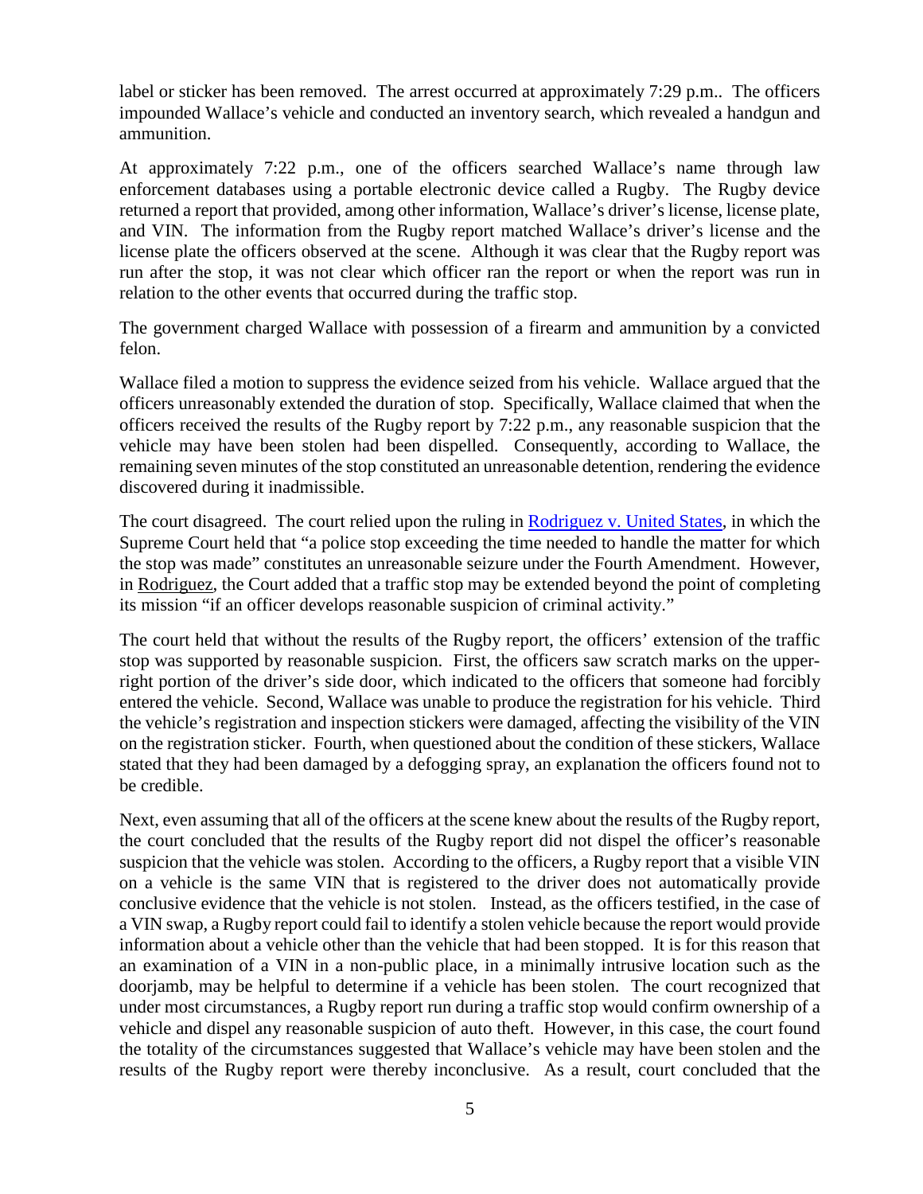label or sticker has been removed. The arrest occurred at approximately 7:29 p.m.. The officers impounded Wallace's vehicle and conducted an inventory search, which revealed a handgun and ammunition.

At approximately 7:22 p.m., one of the officers searched Wallace's name through law enforcement databases using a portable electronic device called a Rugby. The Rugby device returned a report that provided, among other information, Wallace's driver's license, license plate, and VIN. The information from the Rugby report matched Wallace's driver's license and the license plate the officers observed at the scene. Although it was clear that the Rugby report was run after the stop, it was not clear which officer ran the report or when the report was run in relation to the other events that occurred during the traffic stop.

The government charged Wallace with possession of a firearm and ammunition by a convicted felon.

Wallace filed a motion to suppress the evidence seized from his vehicle. Wallace argued that the officers unreasonably extended the duration of stop. Specifically, Wallace claimed that when the officers received the results of the Rugby report by 7:22 p.m., any reasonable suspicion that the vehicle may have been stolen had been dispelled. Consequently, according to Wallace, the remaining seven minutes of the stop constituted an unreasonable detention, rendering the evidence discovered during it inadmissible.

The court disagreed. The court relied upon the ruling in Rodriguez v. United States, in which the Supreme Court held that "a police stop exceeding the time needed to handle the matter for which the stop was made" constitutes an unreasonable seizure under the Fourth Amendment. However, in Rodriguez, the Court added that a traffic stop may be extended beyond the point of completing its mission "if an officer develops reasonable suspicion of criminal activity."

The court held that without the results of the Rugby report, the officers' extension of the traffic stop was supported by reasonable suspicion. First, the officers saw scratch marks on the upper-right portion of the driver's side door, which indicated to the officers that someone had forcibly entered the vehicle. Second, Wallace was unable to produce the registration for his vehicle. Third the vehicle's registration and inspection stickers were damaged, affecting the visibility of the VIN on the registration sticker. Fourth, when questioned about the condition of these stickers, Wallace stated that they had been damaged by a defogging spray, an explanation the officers found not to be credible.

Next, even assuming that all of the officers at the scene knew about the results of the Rugby report, the court concluded that the results of the Rugby report did not dispel the officer's reasonable suspicion that the vehicle was stolen. According to the officers, a Rugby report that a visible VIN on a vehicle is the same VIN that is registered to the driver does not automatically provide conclusive evidence that the vehicle is not stolen. Instead, as the officers testified, in the case of a VIN swap, a Rugby report could fail to identify a stolen vehicle because the report would provide information about a vehicle other than the vehicle that had been stopped. It is for this reason that an examination of a VIN in a non-public place, in a minimally intrusive location such as the doorjamb, may be helpful to determine if a vehicle has been stolen. The court recognized that under most circumstances, a Rugby report run during a traffic stop would confirm ownership of a vehicle and dispel any reasonable suspicion of auto theft. However, in this case, the court found the totality of the circumstances suggested that Wallace's vehicle may have been stolen and the results of the Rugby report were thereby inconclusive. As a result, court concluded that the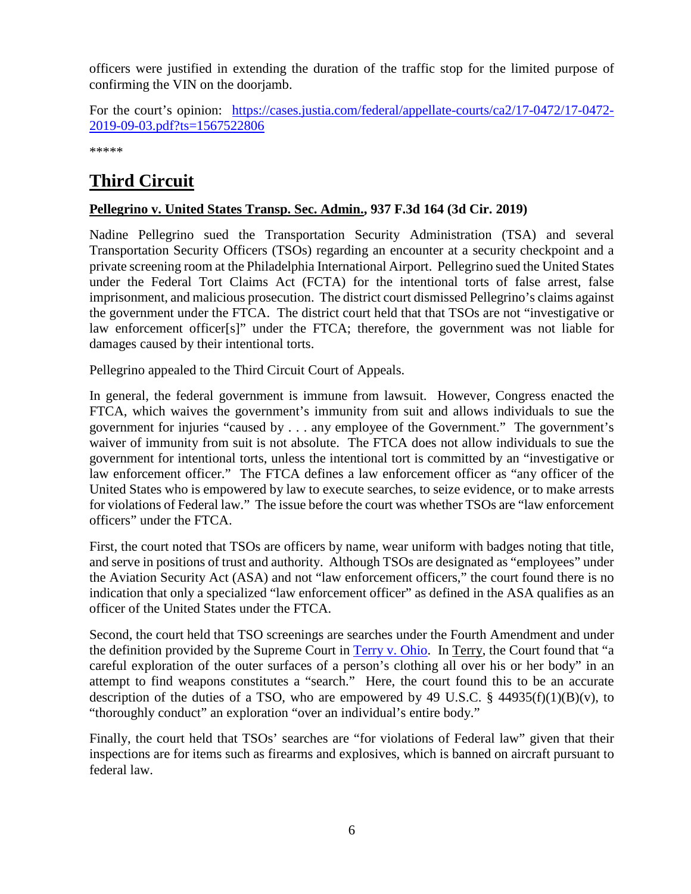officers were justified in extending the duration of the traffic stop for the limited purpose of confirming the VIN on the doorjamb.

For the court's opinion: [https://cases.justia.com/federal/appellate-courts/ca2/17-0472/17-0472-2019-09-03.pdf?ts=1567522806](https://cases.justia.com/federal/appellate-courts/ca2/17-0472/17-0472-2019-09-03.pdf?ts=1567522806)

*****

# Third Circuit

**Pellegrino v. United States Transp. Sec. Admin., 937 F.3d 164 (3d Cir. 2019)**

Nadine Pellegrino sued the Transportation Security Administration (TSA) and several Transportation Security Officers (TSOs) regarding an encounter at a security checkpoint and a private screening room at the Philadelphia International Airport. Pellegrino sued the United States under the Federal Tort Claims Act (FCTA) for the intentional torts of false arrest, false imprisonment, and malicious prosecution. The district court dismissed Pellegrino's claims against the government under the FTCA. The district court held that that TSOs are not "investigative or law enforcement officer[s]" under the FTCA; therefore, the government was not liable for damages caused by their intentional torts.

Pellegrino appealed to the Third Circuit Court of Appeals.

In general, the federal government is immune from lawsuit. However, Congress enacted the FTCA, which waives the government's immunity from suit and allows individuals to sue the government for injuries "caused by . . . any employee of the Government." The government's waiver of immunity from suit is not absolute. The FTCA does not allow individuals to sue the government for intentional torts, unless the intentional tort is committed by an "investigative or law enforcement officer." The FTCA defines a law enforcement officer as "any officer of the United States who is empowered by law to execute searches, to seize evidence, or to make arrests for violations of Federal law." The issue before the court was whether TSOs are "law enforcement officers" under the FTCA.

First, the court noted that TSOs are officers by name, wear uniform with badges noting that title, and serve in positions of trust and authority. Although TSOs are designated as "employees" under the Aviation Security Act (ASA) and not "law enforcement officers," the court found there is no indication that only a specialized "law enforcement officer" as defined in the ASA qualifies as an officer of the United States under the FTCA.

Second, the court held that TSO screenings are searches under the Fourth Amendment and under the definition provided by the Supreme Court in Terry v. Ohio. In Terry, the Court found that "a careful exploration of the outer surfaces of a person's clothing all over his or her body" in an attempt to find weapons constitutes a "search." Here, the court found this to be an accurate description of the duties of a TSO, who are empowered by 49 U.S.C. § 44935(f)(1)(B)(v), to "thoroughly conduct" an exploration "over an individual's entire body."

Finally, the court held that TSOs' searches are "for violations of Federal law" given that their inspections are for items such as firearms and explosives, which is banned on aircraft pursuant to federal law.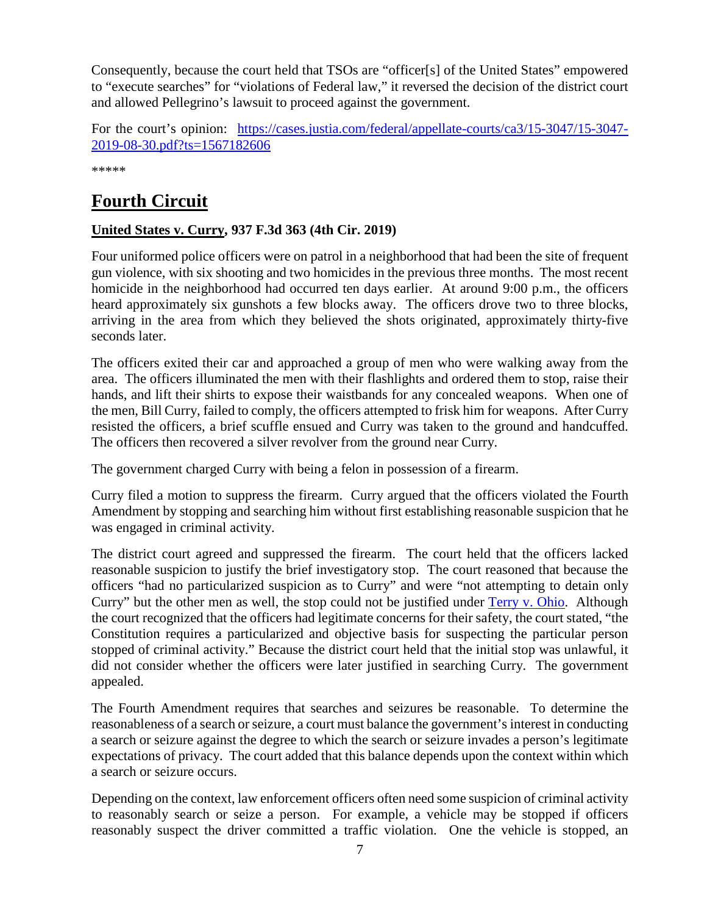Consequently, because the court held that TSOs are "officer[s] of the United States" empowered to "execute searches" for "violations of Federal law," it reversed the decision of the district court and allowed Pellegrino's lawsuit to proceed against the government.

For the court's opinion: [https://cases.justia.com/federal/appellate-courts/ca3/15-3047/15-3047-2019-08-30.pdf?ts=1567182606](https://cases.justia.com/federal/appellate-courts/ca3/15-3047/15-3047-2019-08-30.pdf?ts=1567182606)

*****

# Fourth Circuit

**United States v. Curry, 937 F.3d 363 (4th Cir. 2019)**

Four uniformed police officers were on patrol in a neighborhood that had been the site of frequent gun violence, with six shooting and two homicides in the previous three months. The most recent homicide in the neighborhood had occurred ten days earlier. At around 9:00 p.m., the officers heard approximately six gunshots a few blocks away. The officers drove two to three blocks, arriving in the area from which they believed the shots originated, approximately thirty-five seconds later.

The officers exited their car and approached a group of men who were walking away from the area. The officers illuminated the men with their flashlights and ordered them to stop, raise their hands, and lift their shirts to expose their waistbands for any concealed weapons. When one of the men, Bill Curry, failed to comply, the officers attempted to frisk him for weapons. After Curry resisted the officers, a brief scuffle ensued and Curry was taken to the ground and handcuffed. The officers then recovered a silver revolver from the ground near Curry.

The government charged Curry with being a felon in possession of a firearm.

Curry filed a motion to suppress the firearm. Curry argued that the officers violated the Fourth Amendment by stopping and searching him without first establishing reasonable suspicion that he was engaged in criminal activity.

The district court agreed and suppressed the firearm. The court held that the officers lacked reasonable suspicion to justify the brief investigatory stop. The court reasoned that because the officers "had no particularized suspicion as to Curry" and were "not attempting to detain only Curry" but the other men as well, the stop could not be justified under Terry v. Ohio. Although the court recognized that the officers had legitimate concerns for their safety, the court stated, "the Constitution requires a particularized and objective basis for suspecting the particular person stopped of criminal activity." Because the district court held that the initial stop was unlawful, it did not consider whether the officers were later justified in searching Curry. The government appealed.

The Fourth Amendment requires that searches and seizures be reasonable. To determine the reasonableness of a search or seizure, a court must balance the government's interest in conducting a search or seizure against the degree to which the search or seizure invades a person's legitimate expectations of privacy. The court added that this balance depends upon the context within which a search or seizure occurs.

Depending on the context, law enforcement officers often need some suspicion of criminal activity to reasonably search or seize a person. For example, a vehicle may be stopped if officers reasonably suspect the driver committed a traffic violation. One the vehicle is stopped, an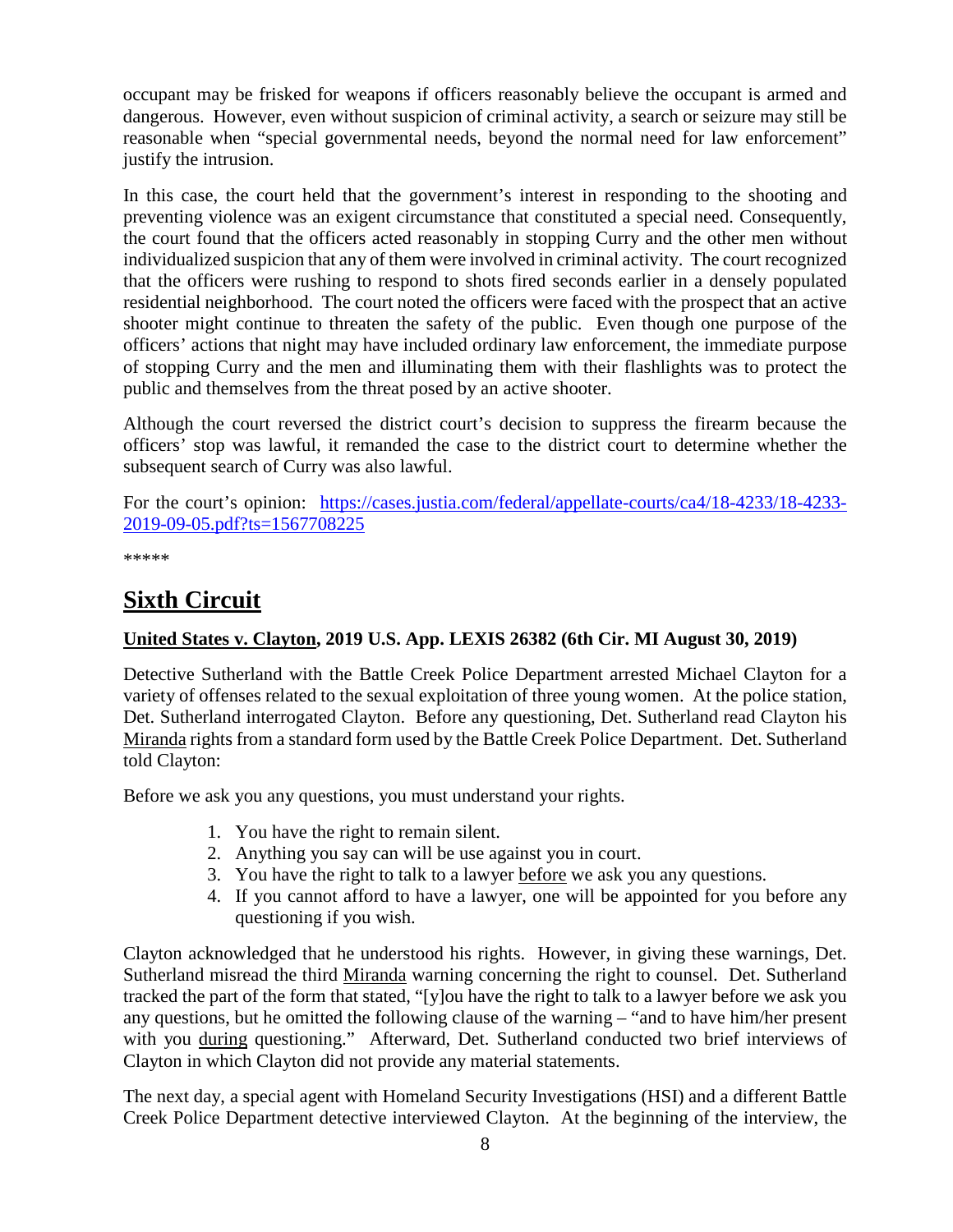occupant may be frisked for weapons if officers reasonably believe the occupant is armed and dangerous. However, even without suspicion of criminal activity, a search or seizure may still be reasonable when "special governmental needs, beyond the normal need for law enforcement" justify the intrusion.

In this case, the court held that the government's interest in responding to the shooting and preventing violence was an exigent circumstance that constituted a special need. Consequently, the court found that the officers acted reasonably in stopping Curry and the other men without individualized suspicion that any of them were involved in criminal activity. The court recognized that the officers were rushing to respond to shots fired seconds earlier in a densely populated residential neighborhood. The court noted the officers were faced with the prospect that an active shooter might continue to threaten the safety of the public. Even though one purpose of the officers' actions that night may have included ordinary law enforcement, the immediate purpose of stopping Curry and the men and illuminating them with their flashlights was to protect the public and themselves from the threat posed by an active shooter.

Although the court reversed the district court's decision to suppress the firearm because the officers' stop was lawful, it remanded the case to the district court to determine whether the subsequent search of Curry was also lawful.

For the court's opinion: [https://cases.justia.com/federal/appellate-courts/ca4/18-4233/18-4233-2019-09-05.pdf?ts=1567708225](https://cases.justia.com/federal/appellate-courts/ca4/18-4233/18-4233-2019-09-05.pdf?ts=1567708225)

*****

## Sixth Circuit

### United States v. Clayton, 2019 U.S. App. LEXIS 26382 (6th Cir. MI August 30, 2019)

Detective Sutherland with the Battle Creek Police Department arrested Michael Clayton for a variety of offenses related to the sexual exploitation of three young women. At the police station, Det. Sutherland interrogated Clayton. Before any questioning, Det. Sutherland read Clayton his Miranda rights from a standard form used by the Battle Creek Police Department. Det. Sutherland told Clayton:

Before we ask you any questions, you must understand your rights.

1. You have the right to remain silent.
2. Anything you say can will be use against you in court.
3. You have the right to talk to a lawyer before we ask you any questions.
4. If you cannot afford to have a lawyer, one will be appointed for you before any questioning if you wish.

Clayton acknowledged that he understood his rights. However, in giving these warnings, Det. Sutherland misread the third Miranda warning concerning the right to counsel. Det. Sutherland tracked the part of the form that stated, "[y]ou have the right to talk to a lawyer before we ask you any questions, but he omitted the following clause of the warning – "and to have him/her present with you during questioning." Afterward, Det. Sutherland conducted two brief interviews of Clayton in which Clayton did not provide any material statements.

The next day, a special agent with Homeland Security Investigations (HSI) and a different Battle Creek Police Department detective interviewed Clayton. At the beginning of the interview, the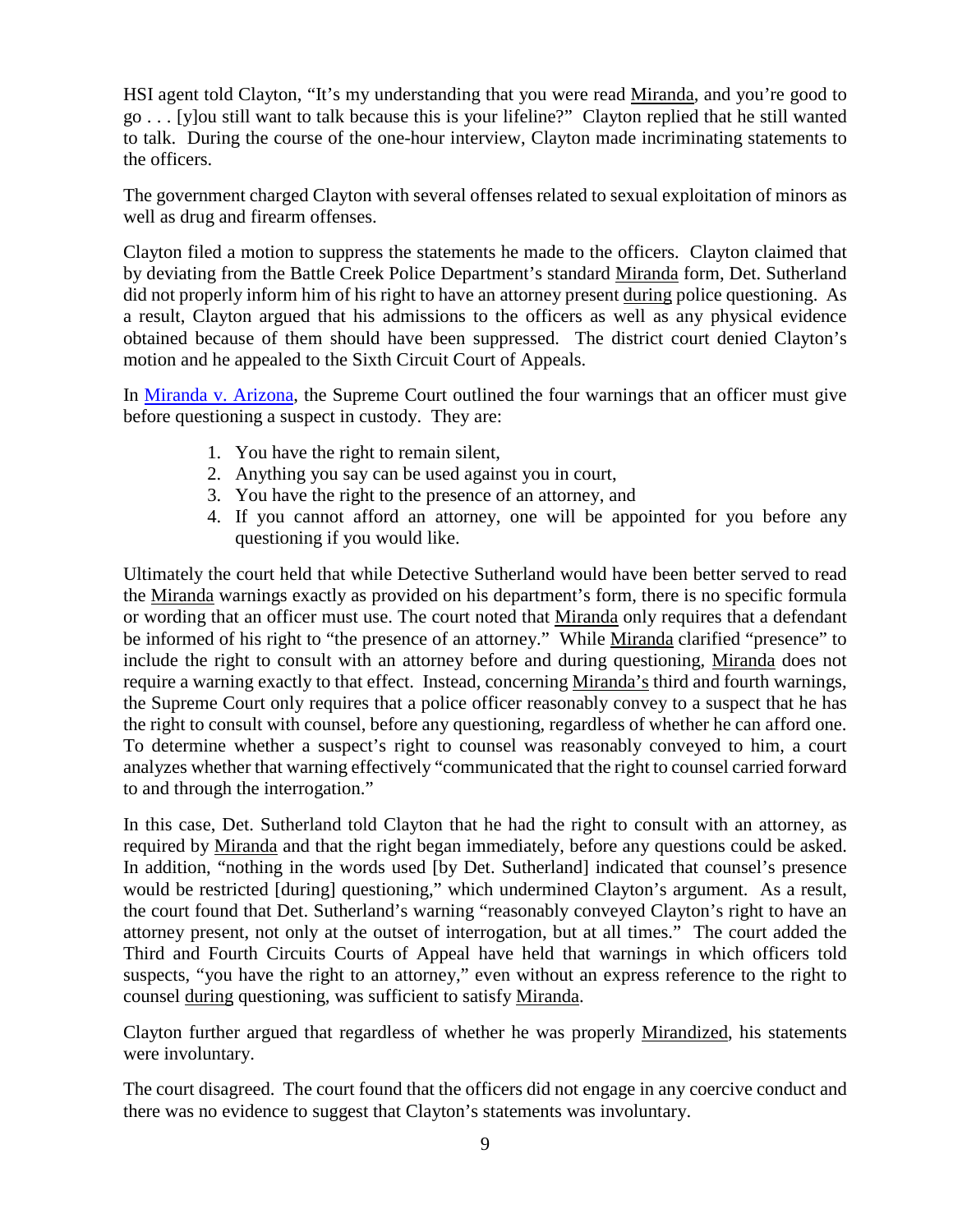HSI agent told Clayton, "It's my understanding that you were read Miranda, and you're good to go . . . [y]ou still want to talk because this is your lifeline?" Clayton replied that he still wanted to talk. During the course of the one-hour interview, Clayton made incriminating statements to the officers.

The government charged Clayton with several offenses related to sexual exploitation of minors as well as drug and firearm offenses.

Clayton filed a motion to suppress the statements he made to the officers. Clayton claimed that by deviating from the Battle Creek Police Department's standard Miranda form, Det. Sutherland did not properly inform him of his right to have an attorney present during police questioning. As a result, Clayton argued that his admissions to the officers as well as any physical evidence obtained because of them should have been suppressed. The district court denied Clayton's motion and he appealed to the Sixth Circuit Court of Appeals.

In Miranda v. Arizona, the Supreme Court outlined the four warnings that an officer must give before questioning a suspect in custody. They are:

1. You have the right to remain silent,
2. Anything you say can be used against you in court,
3. You have the right to the presence of an attorney, and
4. If you cannot afford an attorney, one will be appointed for you before any questioning if you would like.

Ultimately the court held that while Detective Sutherland would have been better served to read the Miranda warnings exactly as provided on his department's form, there is no specific formula or wording that an officer must use. The court noted that Miranda only requires that a defendant be informed of his right to "the presence of an attorney." While Miranda clarified "presence" to include the right to consult with an attorney before and during questioning, Miranda does not require a warning exactly to that effect. Instead, concerning Miranda's third and fourth warnings, the Supreme Court only requires that a police officer reasonably convey to a suspect that he has the right to consult with counsel, before any questioning, regardless of whether he can afford one. To determine whether a suspect's right to counsel was reasonably conveyed to him, a court analyzes whether that warning effectively "communicated that the right to counsel carried forward to and through the interrogation."

In this case, Det. Sutherland told Clayton that he had the right to consult with an attorney, as required by Miranda and that the right began immediately, before any questions could be asked. In addition, "nothing in the words used [by Det. Sutherland] indicated that counsel's presence would be restricted [during] questioning," which undermined Clayton's argument. As a result, the court found that Det. Sutherland's warning "reasonably conveyed Clayton's right to have an attorney present, not only at the outset of interrogation, but at all times." The court added the Third and Fourth Circuits Courts of Appeal have held that warnings in which officers told suspects, "you have the right to an attorney," even without an express reference to the right to counsel during questioning, was sufficient to satisfy Miranda.

Clayton further argued that regardless of whether he was properly Mirandized, his statements were involuntary.

The court disagreed. The court found that the officers did not engage in any coercive conduct and there was no evidence to suggest that Clayton's statements was involuntary.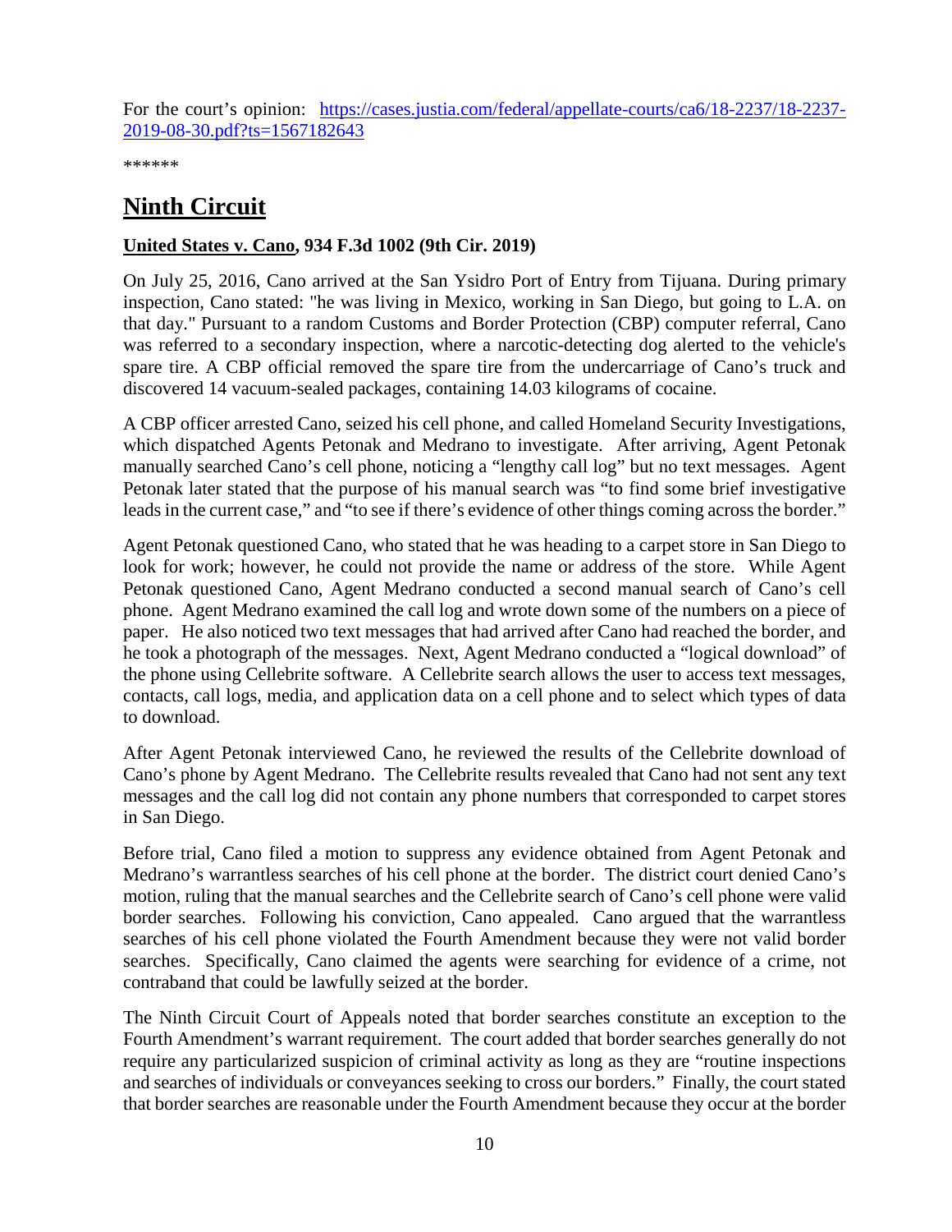For the court's opinion: [https://cases.justia.com/federal/appellate-courts/ca6/18-2237/18-2237-2019-08-30.pdf?ts=1567182643](https://cases.justia.com/federal/appellate-courts/ca6/18-2237/18-2237-2019-08-30.pdf?ts=1567182643)

******

# Ninth Circuit

**United States v. Cano, 934 F.3d 1002 (9th Cir. 2019)**

On July 25, 2016, Cano arrived at the San Ysidro Port of Entry from Tijuana. During primary inspection, Cano stated: "he was living in Mexico, working in San Diego, but going to L.A. on that day." Pursuant to a random Customs and Border Protection (CBP) computer referral, Cano was referred to a secondary inspection, where a narcotic-detecting dog alerted to the vehicle's spare tire. A CBP official removed the spare tire from the undercarriage of Cano's truck and discovered 14 vacuum-sealed packages, containing 14.03 kilograms of cocaine.

A CBP officer arrested Cano, seized his cell phone, and called Homeland Security Investigations, which dispatched Agents Petonak and Medrano to investigate. After arriving, Agent Petonak manually searched Cano's cell phone, noticing a "lengthy call log" but no text messages. Agent Petonak later stated that the purpose of his manual search was "to find some brief investigative leads in the current case," and "to see if there's evidence of other things coming across the border."

Agent Petonak questioned Cano, who stated that he was heading to a carpet store in San Diego to look for work; however, he could not provide the name or address of the store. While Agent Petonak questioned Cano, Agent Medrano conducted a second manual search of Cano's cell phone. Agent Medrano examined the call log and wrote down some of the numbers on a piece of paper. He also noticed two text messages that had arrived after Cano had reached the border, and he took a photograph of the messages. Next, Agent Medrano conducted a "logical download" of the phone using Cellebrite software. A Cellebrite search allows the user to access text messages, contacts, call logs, media, and application data on a cell phone and to select which types of data to download.

After Agent Petonak interviewed Cano, he reviewed the results of the Cellebrite download of Cano's phone by Agent Medrano. The Cellebrite results revealed that Cano had not sent any text messages and the call log did not contain any phone numbers that corresponded to carpet stores in San Diego.

Before trial, Cano filed a motion to suppress any evidence obtained from Agent Petonak and Medrano's warrantless searches of his cell phone at the border. The district court denied Cano's motion, ruling that the manual searches and the Cellebrite search of Cano's cell phone were valid border searches. Following his conviction, Cano appealed. Cano argued that the warrantless searches of his cell phone violated the Fourth Amendment because they were not valid border searches. Specifically, Cano claimed the agents were searching for evidence of a crime, not contraband that could be lawfully seized at the border.

The Ninth Circuit Court of Appeals noted that border searches constitute an exception to the Fourth Amendment's warrant requirement. The court added that border searches generally do not require any particularized suspicion of criminal activity as long as they are "routine inspections and searches of individuals or conveyances seeking to cross our borders." Finally, the court stated that border searches are reasonable under the Fourth Amendment because they occur at the border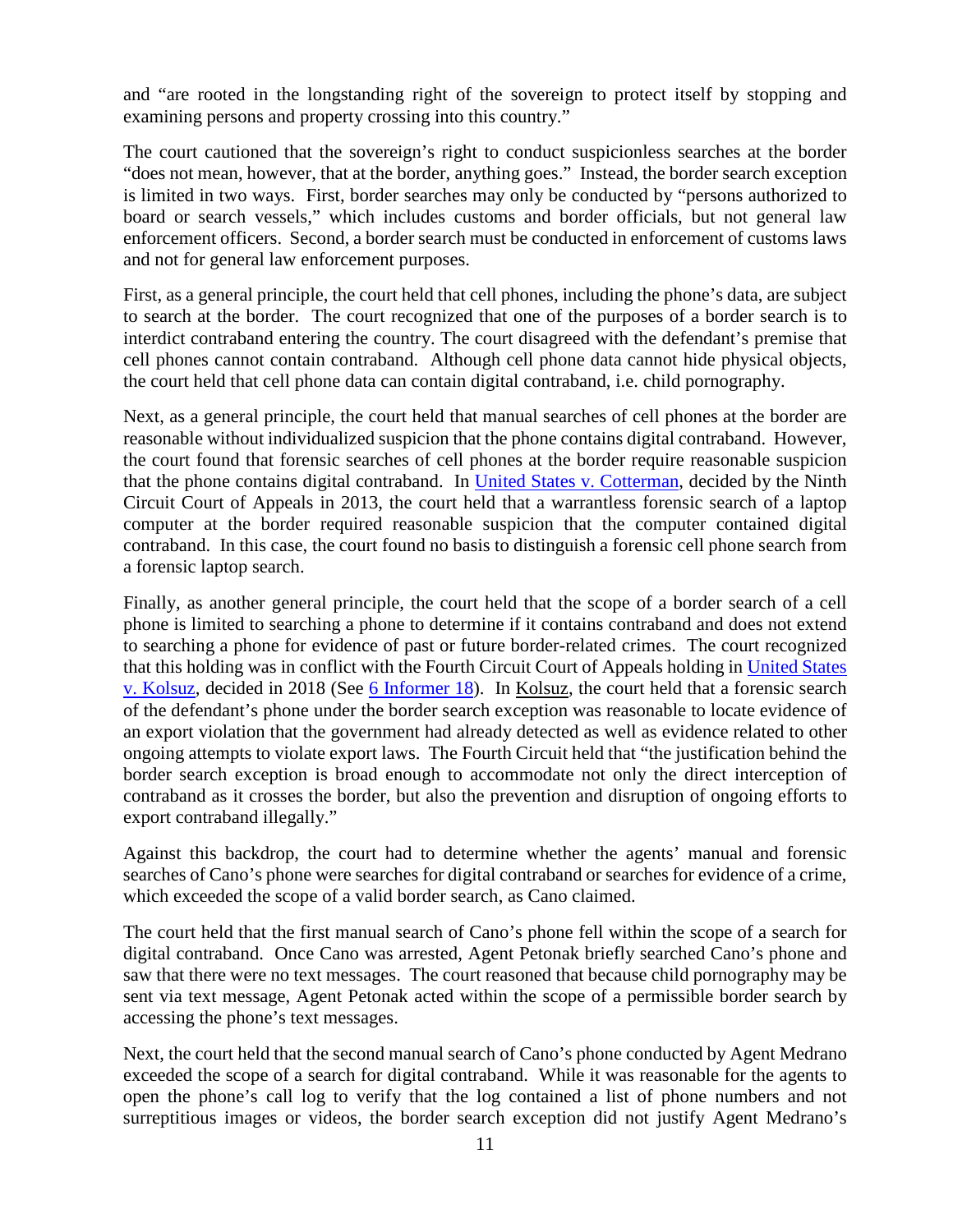and "are rooted in the longstanding right of the sovereign to protect itself by stopping and examining persons and property crossing into this country."

The court cautioned that the sovereign's right to conduct suspicionless searches at the border "does not mean, however, that at the border, anything goes." Instead, the border search exception is limited in two ways. First, border searches may only be conducted by "persons authorized to board or search vessels," which includes customs and border officials, but not general law enforcement officers. Second, a border search must be conducted in enforcement of customs laws and not for general law enforcement purposes.

First, as a general principle, the court held that cell phones, including the phone's data, are subject to search at the border. The court recognized that one of the purposes of a border search is to interdict contraband entering the country. The court disagreed with the defendant's premise that cell phones cannot contain contraband. Although cell phone data cannot hide physical objects, the court held that cell phone data can contain digital contraband, i.e. child pornography.

Next, as a general principle, the court held that manual searches of cell phones at the border are reasonable without individualized suspicion that the phone contains digital contraband. However, the court found that forensic searches of cell phones at the border require reasonable suspicion that the phone contains digital contraband. In United States v. Cotterman, decided by the Ninth Circuit Court of Appeals in 2013, the court held that a warrantless forensic search of a laptop computer at the border required reasonable suspicion that the computer contained digital contraband. In this case, the court found no basis to distinguish a forensic cell phone search from a forensic laptop search.

Finally, as another general principle, the court held that the scope of a border search of a cell phone is limited to searching a phone to determine if it contains contraband and does not extend to searching a phone for evidence of past or future border-related crimes. The court recognized that this holding was in conflict with the Fourth Circuit Court of Appeals holding in United States v. Kolsuz, decided in 2018 (See 6 Informer 18). In Kolsuz, the court held that a forensic search of the defendant's phone under the border search exception was reasonable to locate evidence of an export violation that the government had already detected as well as evidence related to other ongoing attempts to violate export laws. The Fourth Circuit held that "the justification behind the border search exception is broad enough to accommodate not only the direct interception of contraband as it crosses the border, but also the prevention and disruption of ongoing efforts to export contraband illegally."

Against this backdrop, the court had to determine whether the agents' manual and forensic searches of Cano's phone were searches for digital contraband or searches for evidence of a crime, which exceeded the scope of a valid border search, as Cano claimed.

The court held that the first manual search of Cano's phone fell within the scope of a search for digital contraband. Once Cano was arrested, Agent Petonak briefly searched Cano's phone and saw that there were no text messages. The court reasoned that because child pornography may be sent via text message, Agent Petonak acted within the scope of a permissible border search by accessing the phone's text messages.

Next, the court held that the second manual search of Cano's phone conducted by Agent Medrano exceeded the scope of a search for digital contraband. While it was reasonable for the agents to open the phone's call log to verify that the log contained a list of phone numbers and not surreptitious images or videos, the border search exception did not justify Agent Medrano's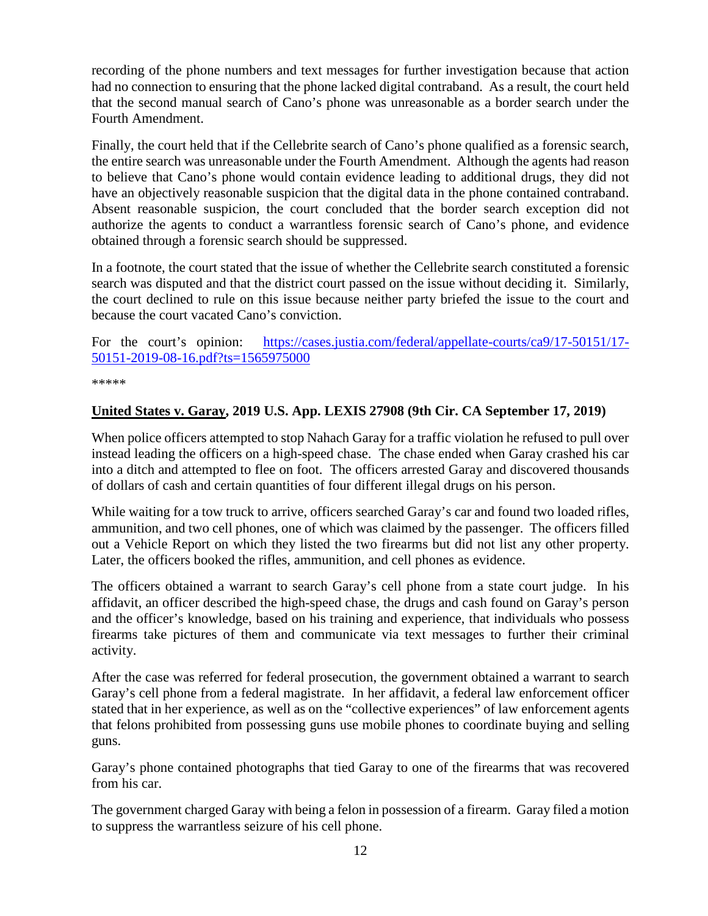recording of the phone numbers and text messages for further investigation because that action had no connection to ensuring that the phone lacked digital contraband. As a result, the court held that the second manual search of Cano's phone was unreasonable as a border search under the Fourth Amendment.

Finally, the court held that if the Cellebrite search of Cano's phone qualified as a forensic search, the entire search was unreasonable under the Fourth Amendment. Although the agents had reason to believe that Cano's phone would contain evidence leading to additional drugs, they did not have an objectively reasonable suspicion that the digital data in the phone contained contraband. Absent reasonable suspicion, the court concluded that the border search exception did not authorize the agents to conduct a warrantless forensic search of Cano's phone, and evidence obtained through a forensic search should be suppressed.

In a footnote, the court stated that the issue of whether the Cellebrite search constituted a forensic search was disputed and that the district court passed on the issue without deciding it. Similarly, the court declined to rule on this issue because neither party briefed the issue to the court and because the court vacated Cano's conviction.

For the court's opinion: [https://cases.justia.com/federal/appellate-courts/ca9/17-50151/17-50151-2019-08-16.pdf?ts=1565975000](https://cases.justia.com/federal/appellate-courts/ca9/17-50151/17-50151-2019-08-16.pdf?ts=1565975000)

*****

**United States v. Garay, 2019 U.S. App. LEXIS 27908 (9th Cir. CA September 17, 2019)**

When police officers attempted to stop Nahach Garay for a traffic violation he refused to pull over instead leading the officers on a high-speed chase. The chase ended when Garay crashed his car into a ditch and attempted to flee on foot. The officers arrested Garay and discovered thousands of dollars of cash and certain quantities of four different illegal drugs on his person.

While waiting for a tow truck to arrive, officers searched Garay's car and found two loaded rifles, ammunition, and two cell phones, one of which was claimed by the passenger. The officers filled out a Vehicle Report on which they listed the two firearms but did not list any other property. Later, the officers booked the rifles, ammunition, and cell phones as evidence.

The officers obtained a warrant to search Garay's cell phone from a state court judge. In his affidavit, an officer described the high-speed chase, the drugs and cash found on Garay's person and the officer's knowledge, based on his training and experience, that individuals who possess firearms take pictures of them and communicate via text messages to further their criminal activity.

After the case was referred for federal prosecution, the government obtained a warrant to search Garay's cell phone from a federal magistrate. In her affidavit, a federal law enforcement officer stated that in her experience, as well as on the "collective experiences" of law enforcement agents that felons prohibited from possessing guns use mobile phones to coordinate buying and selling guns.

Garay's phone contained photographs that tied Garay to one of the firearms that was recovered from his car.

The government charged Garay with being a felon in possession of a firearm. Garay filed a motion to suppress the warrantless seizure of his cell phone.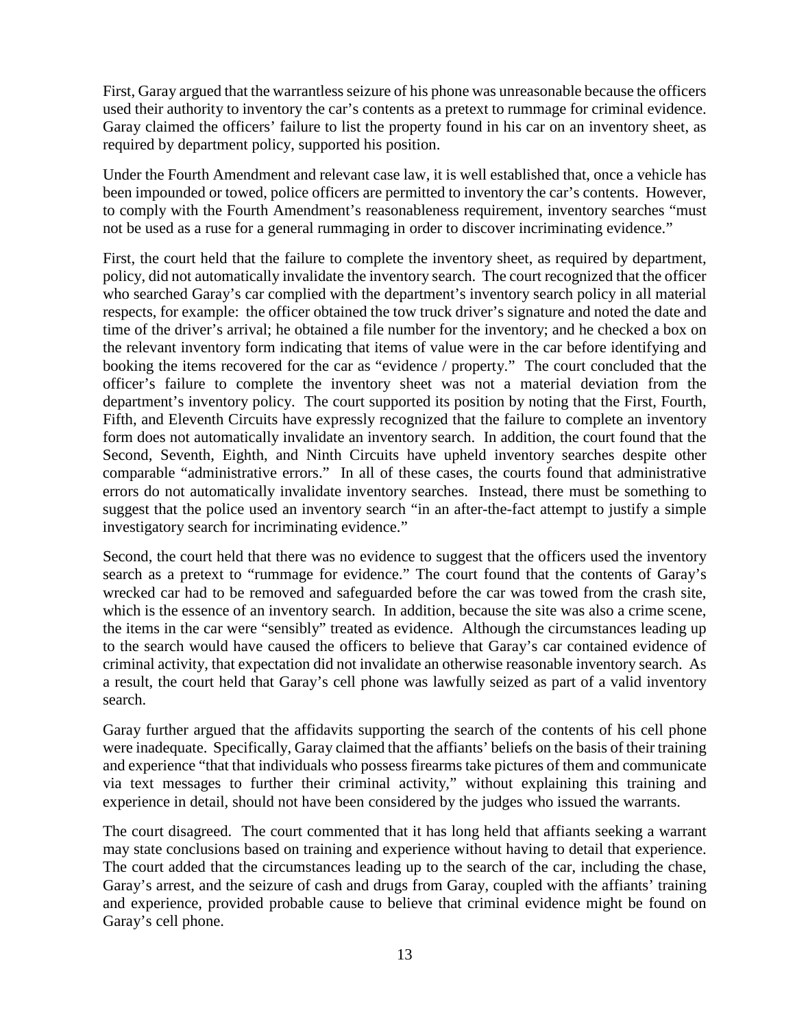First, Garay argued that the warrantless seizure of his phone was unreasonable because the officers used their authority to inventory the car's contents as a pretext to rummage for criminal evidence. Garay claimed the officers' failure to list the property found in his car on an inventory sheet, as required by department policy, supported his position.

Under the Fourth Amendment and relevant case law, it is well established that, once a vehicle has been impounded or towed, police officers are permitted to inventory the car's contents. However, to comply with the Fourth Amendment's reasonableness requirement, inventory searches "must not be used as a ruse for a general rummaging in order to discover incriminating evidence."

First, the court held that the failure to complete the inventory sheet, as required by department, policy, did not automatically invalidate the inventory search. The court recognized that the officer who searched Garay's car complied with the department's inventory search policy in all material respects, for example: the officer obtained the tow truck driver's signature and noted the date and time of the driver's arrival; he obtained a file number for the inventory; and he checked a box on the relevant inventory form indicating that items of value were in the car before identifying and booking the items recovered for the car as "evidence / property." The court concluded that the officer's failure to complete the inventory sheet was not a material deviation from the department's inventory policy. The court supported its position by noting that the First, Fourth, Fifth, and Eleventh Circuits have expressly recognized that the failure to complete an inventory form does not automatically invalidate an inventory search. In addition, the court found that the Second, Seventh, Eighth, and Ninth Circuits have upheld inventory searches despite other comparable "administrative errors." In all of these cases, the courts found that administrative errors do not automatically invalidate inventory searches. Instead, there must be something to suggest that the police used an inventory search "in an after-the-fact attempt to justify a simple investigatory search for incriminating evidence."

Second, the court held that there was no evidence to suggest that the officers used the inventory search as a pretext to "rummage for evidence." The court found that the contents of Garay's wrecked car had to be removed and safeguarded before the car was towed from the crash site, which is the essence of an inventory search. In addition, because the site was also a crime scene, the items in the car were "sensibly" treated as evidence. Although the circumstances leading up to the search would have caused the officers to believe that Garay's car contained evidence of criminal activity, that expectation did not invalidate an otherwise reasonable inventory search. As a result, the court held that Garay's cell phone was lawfully seized as part of a valid inventory search.

Garay further argued that the affidavits supporting the search of the contents of his cell phone were inadequate. Specifically, Garay claimed that the affiants' beliefs on the basis of their training and experience "that that individuals who possess firearms take pictures of them and communicate via text messages to further their criminal activity," without explaining this training and experience in detail, should not have been considered by the judges who issued the warrants.

The court disagreed. The court commented that it has long held that affiants seeking a warrant may state conclusions based on training and experience without having to detail that experience. The court added that the circumstances leading up to the search of the car, including the chase, Garay's arrest, and the seizure of cash and drugs from Garay, coupled with the affiants' training and experience, provided probable cause to believe that criminal evidence might be found on Garay's cell phone.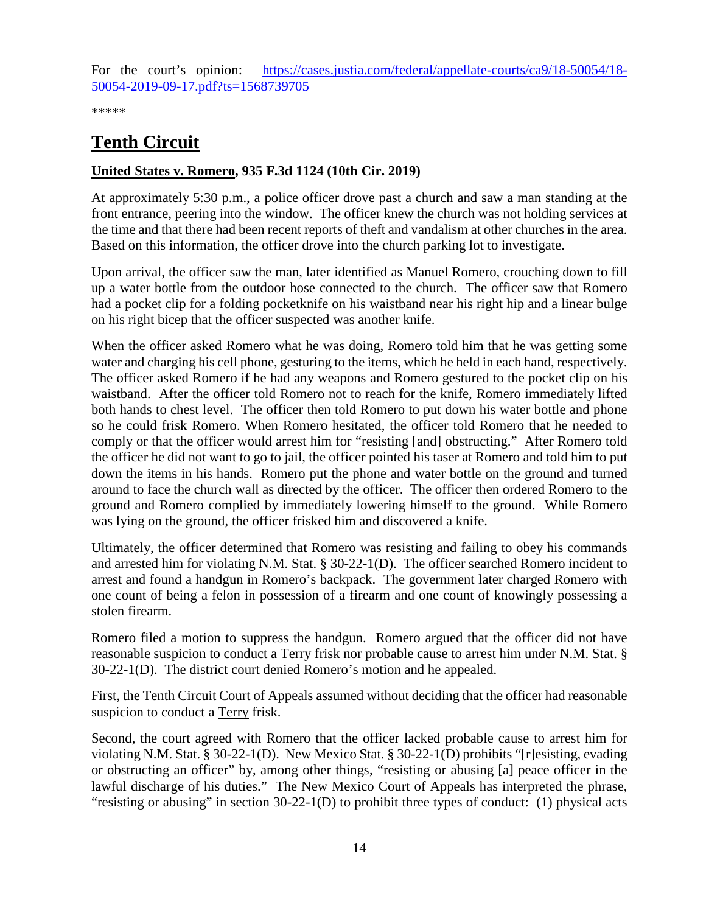For the court's opinion: https://cases.justia.com/federal/appellate-courts/ca9/18-50054/18-50054-2019-09-17.pdf?ts=1568739705

*****

# Tenth Circuit

### United States v. Romero, 935 F.3d 1124 (10th Cir. 2019)

At approximately 5:30 p.m., a police officer drove past a church and saw a man standing at the front entrance, peering into the window. The officer knew the church was not holding services at the time and that there had been recent reports of theft and vandalism at other churches in the area. Based on this information, the officer drove into the church parking lot to investigate.

Upon arrival, the officer saw the man, later identified as Manuel Romero, crouching down to fill up a water bottle from the outdoor hose connected to the church. The officer saw that Romero had a pocket clip for a folding pocketknife on his waistband near his right hip and a linear bulge on his right bicep that the officer suspected was another knife.

When the officer asked Romero what he was doing, Romero told him that he was getting some water and charging his cell phone, gesturing to the items, which he held in each hand, respectively. The officer asked Romero if he had any weapons and Romero gestured to the pocket clip on his waistband. After the officer told Romero not to reach for the knife, Romero immediately lifted both hands to chest level. The officer then told Romero to put down his water bottle and phone so he could frisk Romero. When Romero hesitated, the officer told Romero that he needed to comply or that the officer would arrest him for "resisting [and] obstructing." After Romero told the officer he did not want to go to jail, the officer pointed his taser at Romero and told him to put down the items in his hands. Romero put the phone and water bottle on the ground and turned around to face the church wall as directed by the officer. The officer then ordered Romero to the ground and Romero complied by immediately lowering himself to the ground. While Romero was lying on the ground, the officer frisked him and discovered a knife.

Ultimately, the officer determined that Romero was resisting and failing to obey his commands and arrested him for violating N.M. Stat. § 30-22-1(D). The officer searched Romero incident to arrest and found a handgun in Romero's backpack. The government later charged Romero with one count of being a felon in possession of a firearm and one count of knowingly possessing a stolen firearm.

Romero filed a motion to suppress the handgun. Romero argued that the officer did not have reasonable suspicion to conduct a Terry frisk nor probable cause to arrest him under N.M. Stat. § 30-22-1(D). The district court denied Romero's motion and he appealed.

First, the Tenth Circuit Court of Appeals assumed without deciding that the officer had reasonable suspicion to conduct a Terry frisk.

Second, the court agreed with Romero that the officer lacked probable cause to arrest him for violating N.M. Stat. § 30-22-1(D). New Mexico Stat. § 30-22-1(D) prohibits "[r]esisting, evading or obstructing an officer" by, among other things, "resisting or abusing [a] peace officer in the lawful discharge of his duties." The New Mexico Court of Appeals has interpreted the phrase, "resisting or abusing" in section 30-22-1(D) to prohibit three types of conduct: (1) physical acts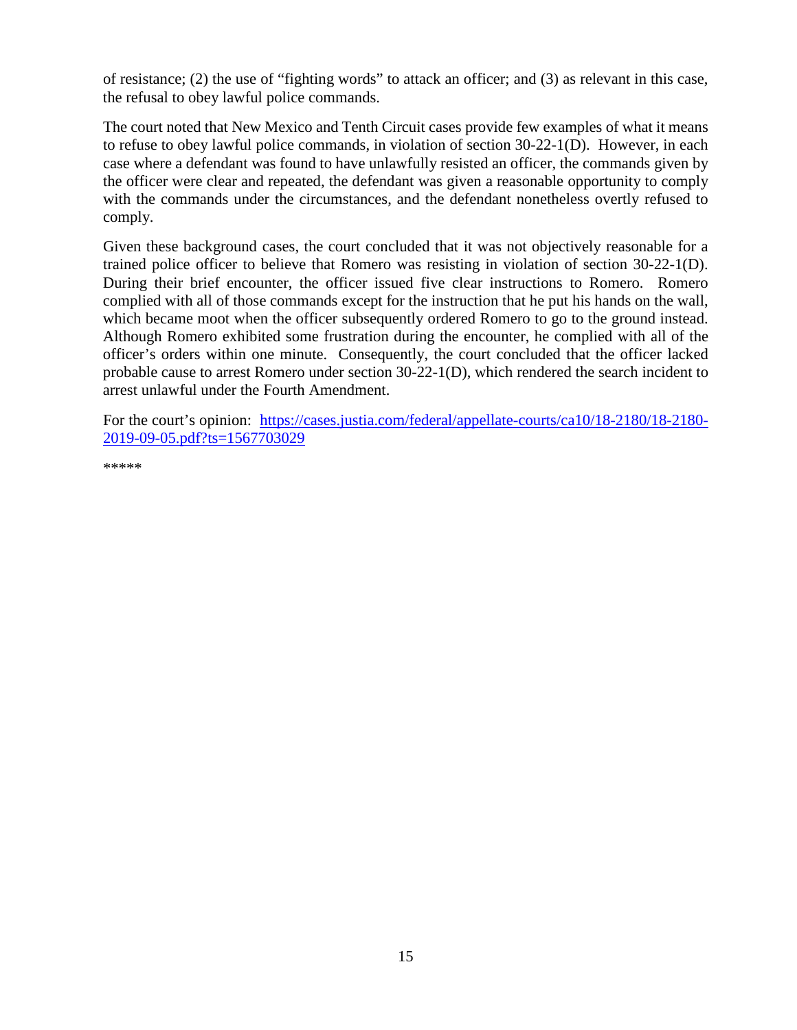of resistance; (2) the use of "fighting words" to attack an officer; and (3) as relevant in this case, the refusal to obey lawful police commands.

The court noted that New Mexico and Tenth Circuit cases provide few examples of what it means to refuse to obey lawful police commands, in violation of section 30-22-1(D). However, in each case where a defendant was found to have unlawfully resisted an officer, the commands given by the officer were clear and repeated, the defendant was given a reasonable opportunity to comply with the commands under the circumstances, and the defendant nonetheless overtly refused to comply.

Given these background cases, the court concluded that it was not objectively reasonable for a trained police officer to believe that Romero was resisting in violation of section 30-22-1(D). During their brief encounter, the officer issued five clear instructions to Romero. Romero complied with all of those commands except for the instruction that he put his hands on the wall, which became moot when the officer subsequently ordered Romero to go to the ground instead. Although Romero exhibited some frustration during the encounter, he complied with all of the officer's orders within one minute. Consequently, the court concluded that the officer lacked probable cause to arrest Romero under section 30-22-1(D), which rendered the search incident to arrest unlawful under the Fourth Amendment.

For the court's opinion: [https://cases.justia.com/federal/appellate-courts/ca10/18-2180/18-2180-2019-09-05.pdf?ts=1567703029](https://cases.justia.com/federal/appellate-courts/ca10/18-2180/18-2180-2019-09-05.pdf?ts=1567703029)

*****